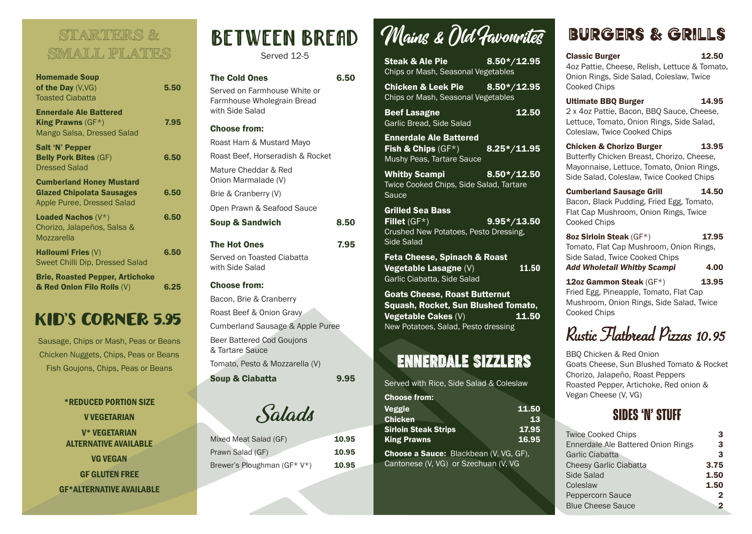# STARTERS & SMALL PLATES

**Homemade Soup of the Day** (V,VG) — **5.50**
Toasted Ciabatta

**Ennerdale Ale Battered King Prawns** (GF*) — **7.95**
Mango Salsa, Dressed Salad

**Salt 'N' Pepper Belly Pork Bites** (GF) — **6.50**
Dressed Salad

**Cumberland Honey Mustard Glazed Chipolata Sausages** — **6.50**
Apple Puree, Dressed Salad

**Loaded Nachos** (V*) — **6.50**
Chorizo, Jalapeños, Salsa & Mozzarella

**Halloumi Fries** (V) — **6.50**
Sweet Chilli Dip, Dressed Salad

**Brie, Roasted Pepper, Artichoke & Red Onion Filo Rolls** (V) — **6.25**

# KID'S CORNER 5.95

Sausage, Chips or Mash, Peas or Beans

Chicken Nuggets, Chips, Peas or Beans

Fish Goujons, Chips, Peas or Beans

**\*REDUCED PORTION SIZE**

**V VEGETARIAN**

**V\* VEGETARIAN ALTERNATIVE AVAILABLE**

**VG VEGAN**

**GF GLUTEN FREE**

**GF\*ALTERNATIVE AVAILABLE**

# BETWEEN BREAD

Served 12-5

**The Cold Ones** — **6.50**

Served on Farmhouse White or Farmhouse Wholegrain Bread with Side Salad

**Choose from:**

Roast Ham & Mustard Mayo

Roast Beef, Horseradish & Rocket

Mature Cheddar & Red Onion Marmalade (V)

Brie & Cranberry (V)

Open Prawn & Seafood Sauce

**Soup & Sandwich** — **8.50**

**The Hot Ones** — **7.95**

Served on Toasted Ciabatta with Side Salad

**Choose from:**

Bacon, Brie & Cranberry

Roast Beef & Onion Gravy

Cumberland Sausage & Apple Puree

Beer Battered Cod Goujons & Tartare Sauce

Tomato, Pesto & Mozzarella (V)

**Soup & Ciabatta** — **9.95**

# Salads

| Item | Price |
|---|---|
| Mixed Meat Salad (GF) | 10.95 |
| Prawn Salad (GF) | 10.95 |
| Brewer's Ploughman (GF* V*) | 10.95 |

# Mains & Old Favourites

**Steak & Ale Pie** — **8.50*/12.95**
Chips or Mash, Seasonal Vegetables

**Chicken & Leek Pie** — **8.50*/12.95**
Chips or Mash, Seasonal Vegetables

**Beef Lasagne** — **12.50**
Garlic Bread, Side Salad

**Ennerdale Ale Battered Fish & Chips** (GF*) — **8.25*/11.95**
Mushy Peas, Tartare Sauce

**Whitby Scampi** — **8.50*/12.50**
Twice Cooked Chips, Side Salad, Tartare Sauce

**Grilled Sea Bass Fillet** (GF*) — **9.95*/13.50**
Crushed New Potatoes, Pesto Dressing, Side Salad

**Feta Cheese, Spinach & Roast Vegetable Lasagne** (V) — **11.50**
Garlic Ciabatta, Side Salad

**Goats Cheese, Roast Butternut Squash, Rocket, Sun Blushed Tomato, Vegetable Cakes** (V) — **11.50**
New Potatoes, Salad, Pesto dressing

# ENNERDALE SIZZLERS

Served with Rice, Side Salad & Coleslaw

**Choose from:**

| Item | Price |
|---|---|
| **Veggie** | **11.50** |
| **Chicken** | **13** |
| **Sirloin Steak Strips** | **17.95** |
| **King Prawns** | **16.95** |

**Choose a Sauce:** Blackbean (V, VG, GF), Cantonese (V, VG) or Szechuan (V, VG

# BURGERS & GRILLS

**Classic Burger** — **12.50**
4oz Pattie, Cheese, Relish, Lettuce & Tomato, Onion Rings, Side Salad, Coleslaw, Twice Cooked Chips

**Ultimate BBQ Burger** — **14.95**
2 x 4oz Pattie, Bacon, BBQ Sauce, Cheese, Lettuce, Tomato, Onion Rings, Side Salad, Coleslaw, Twice Cooked Chips

**Chicken & Chorizo Burger** — **13.95**
Butterfly Chicken Breast, Chorizo, Cheese, Mayonnaise, Lettuce, Tomato, Onion Rings, Side Salad, Coleslaw, Twice Cooked Chips

**Cumberland Sausage Grill** — **14.50**
Bacon, Black Pudding, Fried Egg, Tomato, Flat Cap Mushroom, Onion Rings, Twice Cooked Chips

**8oz Sirloin Steak** (GF*) — **17.95**
Tomato, Flat Cap Mushroom, Onion Rings, Side Salad, Twice Cooked Chips
***Add Wholetail Whitby Scampi*** — ***4.00***

**12oz Gammon Steak** (GF*) — **13.95**
Fried Egg, Pineapple, Tomato, Flat Cap Mushroom, Onion Rings, Side Salad, Twice Cooked Chips

# Rustic Flatbread Pizzas 10.95

BBQ Chicken & Red Onion

Goats Cheese, Sun Blushed Tomato & Rocket

Chorizo, Jalapeño, Roast Peppers

Roasted Pepper, Artichoke, Red onion & Vegan Cheese (V, VG)

# SIDES 'N' STUFF

| Item | Price |
|---|---|
| Twice Cooked Chips | 3 |
| Ennerdale Ale Battered Onion Rings | 3 |
| Garlic Ciabatta | 3 |
| Cheesy Garlic Ciabatta | 3.75 |
| Side Salad | 1.50 |
| Coleslaw | 1.50 |
| Peppercorn Sauce | 2 |
| Blue Cheese Sauce | 2 |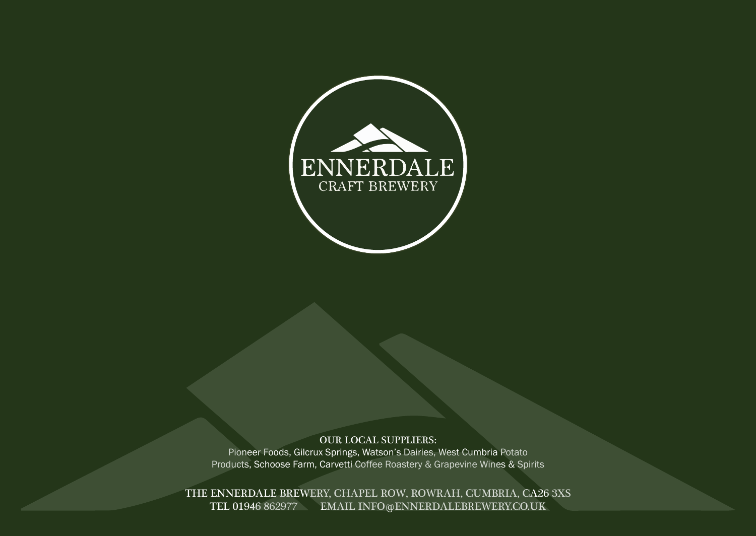ENNERDALE

CRAFT BREWERY

OUR LOCAL SUPPLIERS:

Pioneer Foods, Gilcrux Springs, Watson's Dairies, West Cumbria Potato Products, Schoose Farm, Carvetti Coffee Roastery & Grapevine Wines & Spirits

THE ENNERDALE BREWERY, CHAPEL ROW, ROWRAH, CUMBRIA, CA26 3XS

TEL 01946 862977 EMAIL INFO@ENNERDALEBREWERY.CO.UK